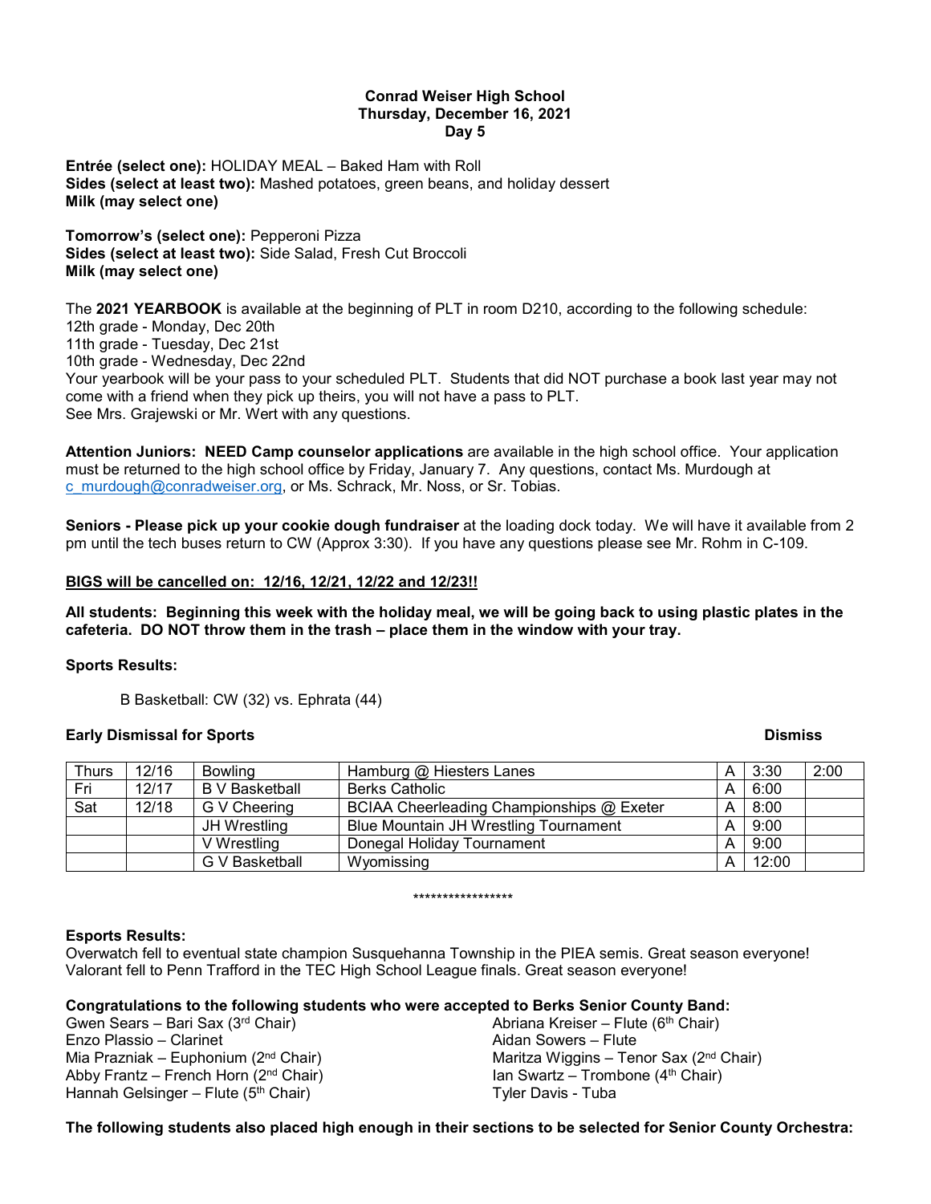**Conrad Weiser High School**
**Thursday, December 16, 2021**
**Day 5**

**Entrée (select one):** HOLIDAY MEAL – Baked Ham with Roll
**Sides (select at least two):** Mashed potatoes, green beans, and holiday dessert
**Milk (may select one)**

**Tomorrow's (select one):** Pepperoni Pizza
**Sides (select at least two):** Side Salad, Fresh Cut Broccoli
**Milk (may select one)**

The **2021 YEARBOOK** is available at the beginning of PLT in room D210, according to the following schedule:
12th grade - Monday, Dec 20th
11th grade - Tuesday, Dec 21st
10th grade - Wednesday, Dec 22nd
Your yearbook will be your pass to your scheduled PLT. Students that did NOT purchase a book last year may not come with a friend when they pick up theirs, you will not have a pass to PLT.
See Mrs. Grajewski or Mr. Wert with any questions.

**Attention Juniors: NEED Camp counselor applications** are available in the high school office. Your application must be returned to the high school office by Friday, January 7. Any questions, contact Ms. Murdough at c_murdough@conradweiser.org, or Ms. Schrack, Mr. Noss, or Sr. Tobias.

**Seniors - Please pick up your cookie dough fundraiser** at the loading dock today. We will have it available from 2 pm until the tech buses return to CW (Approx 3:30). If you have any questions please see Mr. Rohm in C-109.

**BIGS will be cancelled on: 12/16, 12/21, 12/22 and 12/23!!**

**All students: Beginning this week with the holiday meal, we will be going back to using plastic plates in the cafeteria. DO NOT throw them in the trash – place them in the window with your tray.**

**Sports Results:**

B Basketball: CW (32) vs. Ephrata (44)

**Early Dismissal for Sports**

| | | | | | | Dismiss |
|---|---|---|---|---|---|---|
| Thurs | 12/16 | Bowling | Hamburg @ Hiesters Lanes | A | 3:30 | 2:00 |
| Fri | 12/17 | B V Basketball | Berks Catholic | A | 6:00 | |
| Sat | 12/18 | G V Cheering | BCIAA Cheerleading Championships @ Exeter | A | 8:00 | |
| | | JH Wrestling | Blue Mountain JH Wrestling Tournament | A | 9:00 | |
| | | V Wrestling | Donegal Holiday Tournament | A | 9:00 | |
| | | G V Basketball | Wyomissing | A | 12:00 | |

*****************

**Esports Results:**
Overwatch fell to eventual state champion Susquehanna Township in the PIEA semis. Great season everyone!
Valorant fell to Penn Trafford in the TEC High School League finals. Great season everyone!

**Congratulations to the following students who were accepted to Berks Senior County Band:**

Gwen Sears – Bari Sax (3rd Chair)
Enzo Plassio – Clarinet
Mia Prazniak – Euphonium (2nd Chair)
Abby Frantz – French Horn (2nd Chair)
Hannah Gelsinger – Flute (5th Chair)
Abriana Kreiser – Flute (6th Chair)
Aidan Sowers – Flute
Maritza Wiggins – Tenor Sax (2nd Chair)
Ian Swartz – Trombone (4th Chair)
Tyler Davis - Tuba

**The following students also placed high enough in their sections to be selected for Senior County Orchestra:**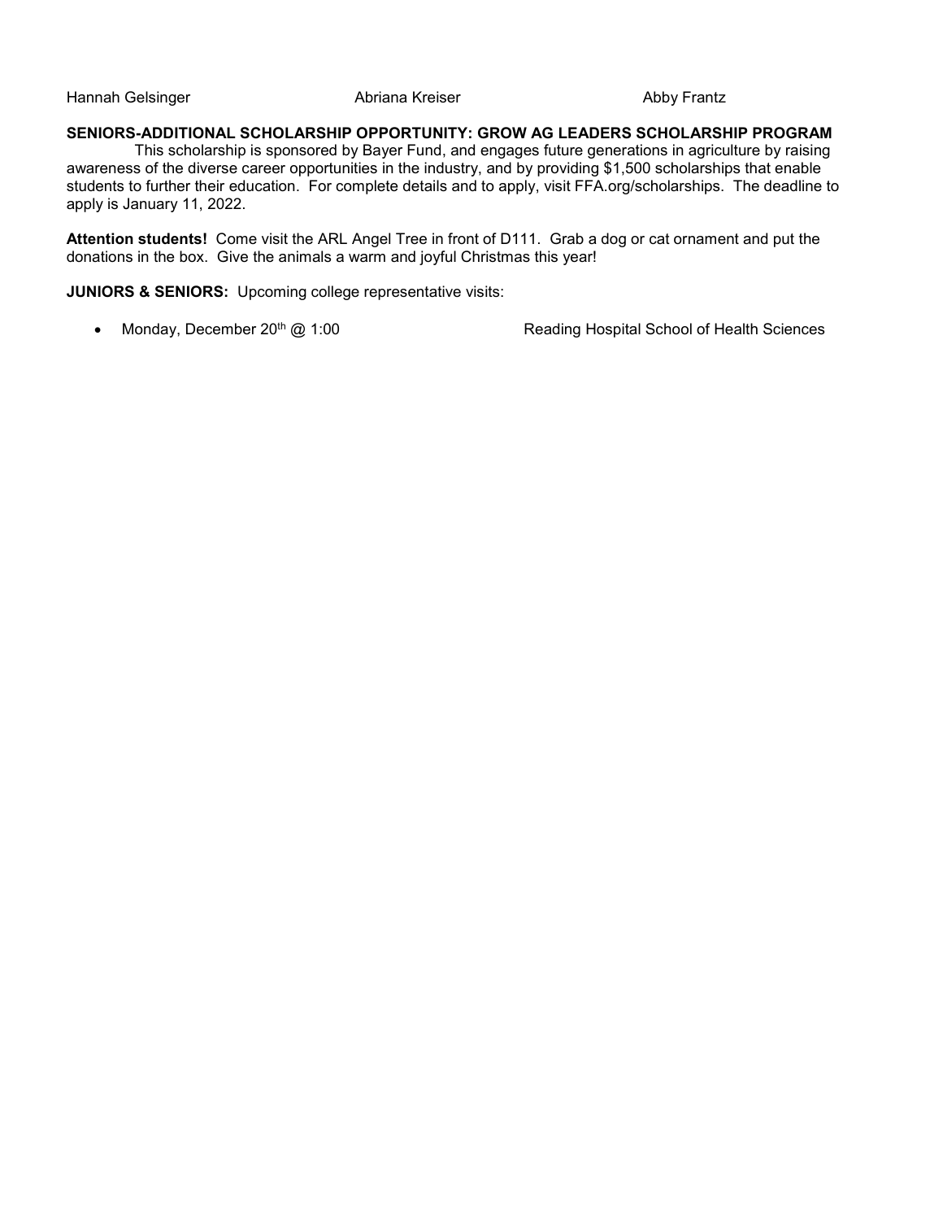| | | |
|---|---|---|
| Hannah Gelsinger | Abriana Kreiser | Abby Frantz |

**SENIORS-ADDITIONAL SCHOLARSHIP OPPORTUNITY: GROW AG LEADERS SCHOLARSHIP PROGRAM**

This scholarship is sponsored by Bayer Fund, and engages future generations in agriculture by raising awareness of the diverse career opportunities in the industry, and by providing $1,500 scholarships that enable students to further their education. For complete details and to apply, visit FFA.org/scholarships. The deadline to apply is January 11, 2022.

**Attention students!** Come visit the ARL Angel Tree in front of D111. Grab a dog or cat ornament and put the donations in the box. Give the animals a warm and joyful Christmas this year!

**JUNIORS & SENIORS:** Upcoming college representative visits:

- Monday, December 20th @ 1:00 — Reading Hospital School of Health Sciences